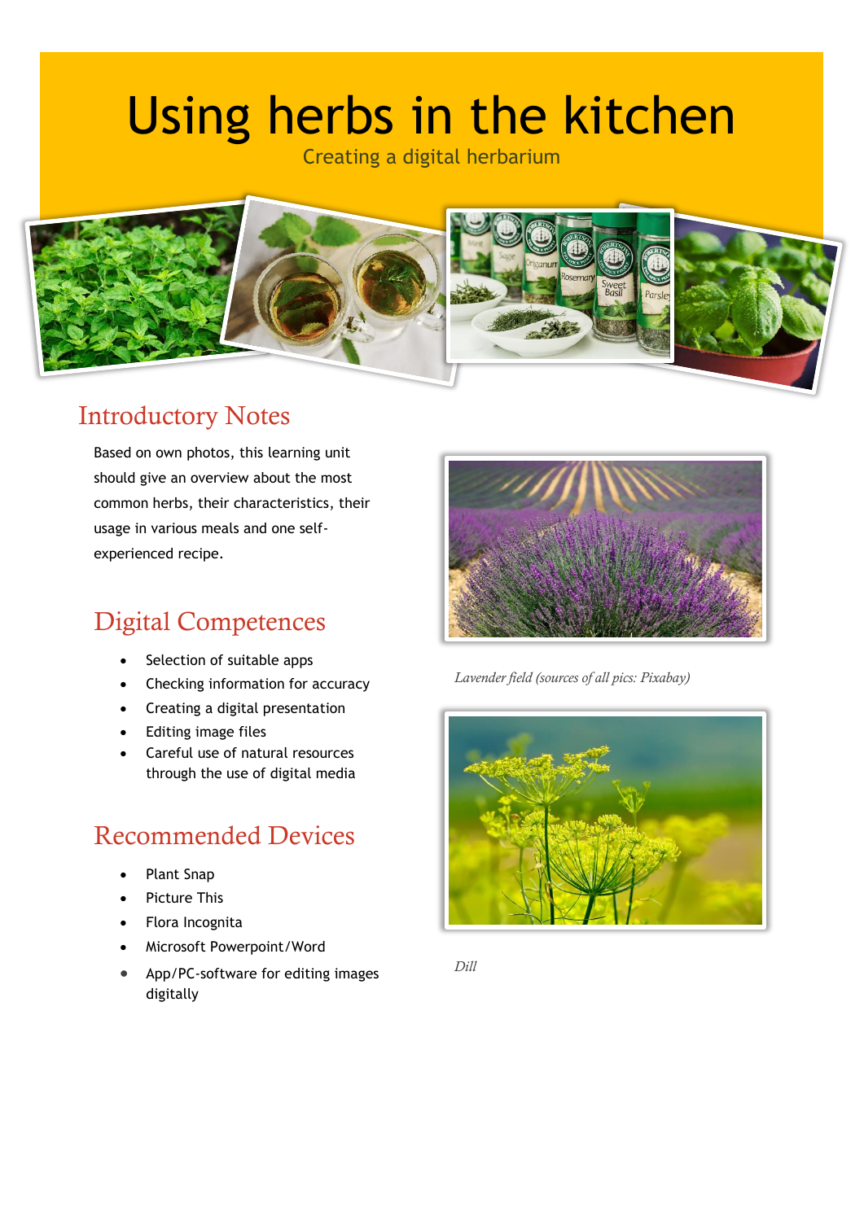# Using herbs in the kitchen

Creating a digital herbarium

## Introductory Notes

Based on own photos, this learning unit should give an overview about the most common herbs, their characteristics, their usage in various meals and one self-experienced recipe.

*Lavender field (sources of all pics: Pixabay)*

## Digital Competences

- Selection of suitable apps
- Checking information for accuracy
- Creating a digital presentation
- Editing image files
- Careful use of natural resources through the use of digital media

*Dill*

## Recommended Devices

- Plant Snap
- Picture This
- Flora Incognita
- Microsoft Powerpoint/Word
- App/PC-software for editing images digitally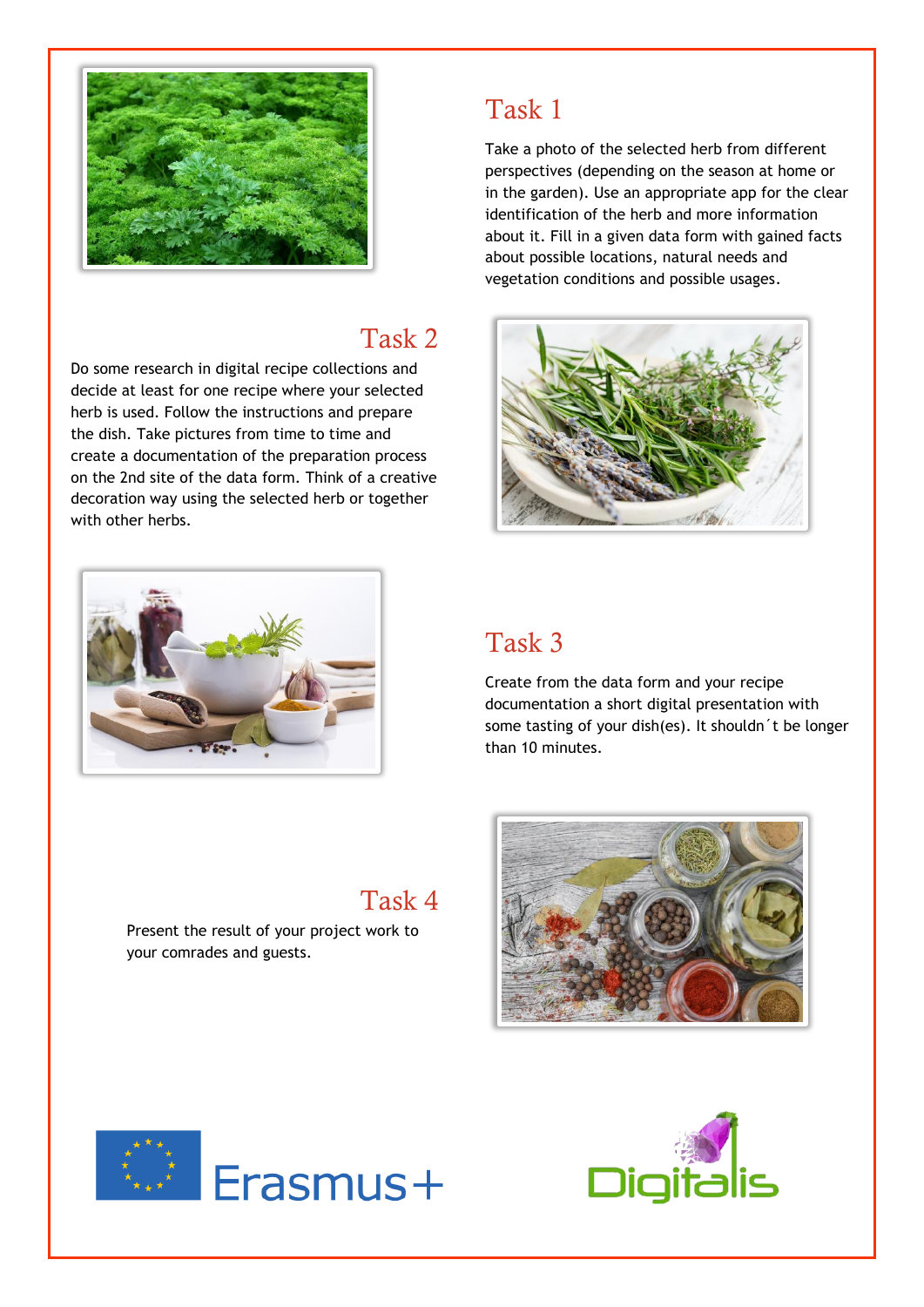## Task 1

Take a photo of the selected herb from different perspectives (depending on the season at home or in the garden). Use an appropriate app for the clear identification of the herb and more information about it. Fill in a given data form with gained facts about possible locations, natural needs and vegetation conditions and possible usages.

## Task 2

Do some research in digital recipe collections and decide at least for one recipe where your selected herb is used. Follow the instructions and prepare the dish. Take pictures from time to time and create a documentation of the preparation process on the 2nd site of the data form. Think of a creative decoration way using the selected herb or together with other herbs.

## Task 3

Create from the data form and your recipe documentation a short digital presentation with some tasting of your dish(es). It shouldn´t be longer than 10 minutes.

## Task 4

Present the result of your project work to your comrades and guests.

Erasmus+

Digitalis